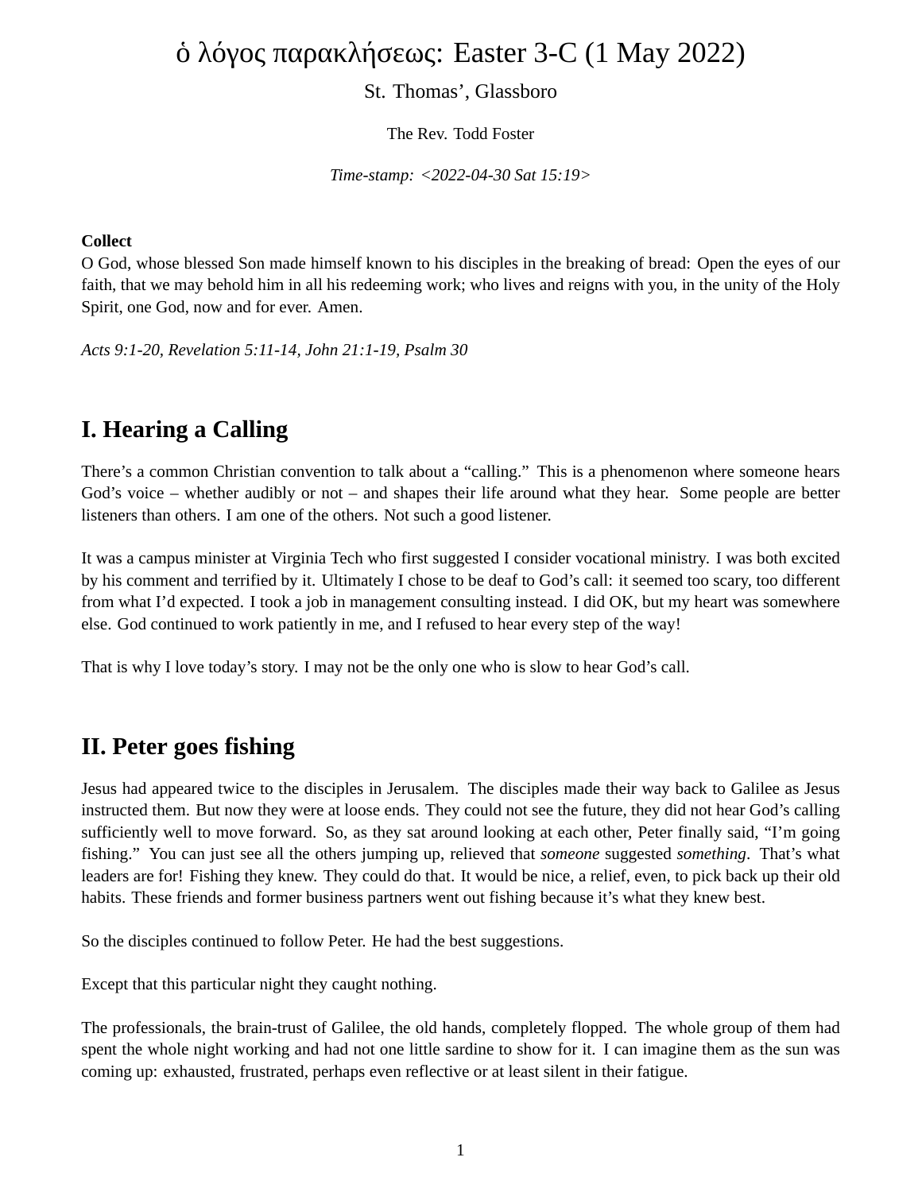# ὁ λόγος παρακλήσεως: Easter 3-C (1 May 2022)

St. Thomas', Glassboro

The Rev. Todd Foster

*Time-stamp: <2022-04-30 Sat 15:19>*

**Collect**
O God, whose blessed Son made himself known to his disciples in the breaking of bread: Open the eyes of our faith, that we may behold him in all his redeeming work; who lives and reigns with you, in the unity of the Holy Spirit, one God, now and for ever. Amen.

*Acts 9:1-20, Revelation 5:11-14, John 21:1-19, Psalm 30*

## I. Hearing a Calling

There's a common Christian convention to talk about a "calling." This is a phenomenon where someone hears God's voice – whether audibly or not – and shapes their life around what they hear. Some people are better listeners than others. I am one of the others. Not such a good listener.

It was a campus minister at Virginia Tech who first suggested I consider vocational ministry. I was both excited by his comment and terrified by it. Ultimately I chose to be deaf to God's call: it seemed too scary, too different from what I'd expected. I took a job in management consulting instead. I did OK, but my heart was somewhere else. God continued to work patiently in me, and I refused to hear every step of the way!

That is why I love today's story. I may not be the only one who is slow to hear God's call.

## II. Peter goes fishing

Jesus had appeared twice to the disciples in Jerusalem. The disciples made their way back to Galilee as Jesus instructed them. But now they were at loose ends. They could not see the future, they did not hear God's calling sufficiently well to move forward. So, as they sat around looking at each other, Peter finally said, "I'm going fishing." You can just see all the others jumping up, relieved that *someone* suggested *something*. That's what leaders are for! Fishing they knew. They could do that. It would be nice, a relief, even, to pick back up their old habits. These friends and former business partners went out fishing because it's what they knew best.

So the disciples continued to follow Peter. He had the best suggestions.

Except that this particular night they caught nothing.

The professionals, the brain-trust of Galilee, the old hands, completely flopped. The whole group of them had spent the whole night working and had not one little sardine to show for it. I can imagine them as the sun was coming up: exhausted, frustrated, perhaps even reflective or at least silent in their fatigue.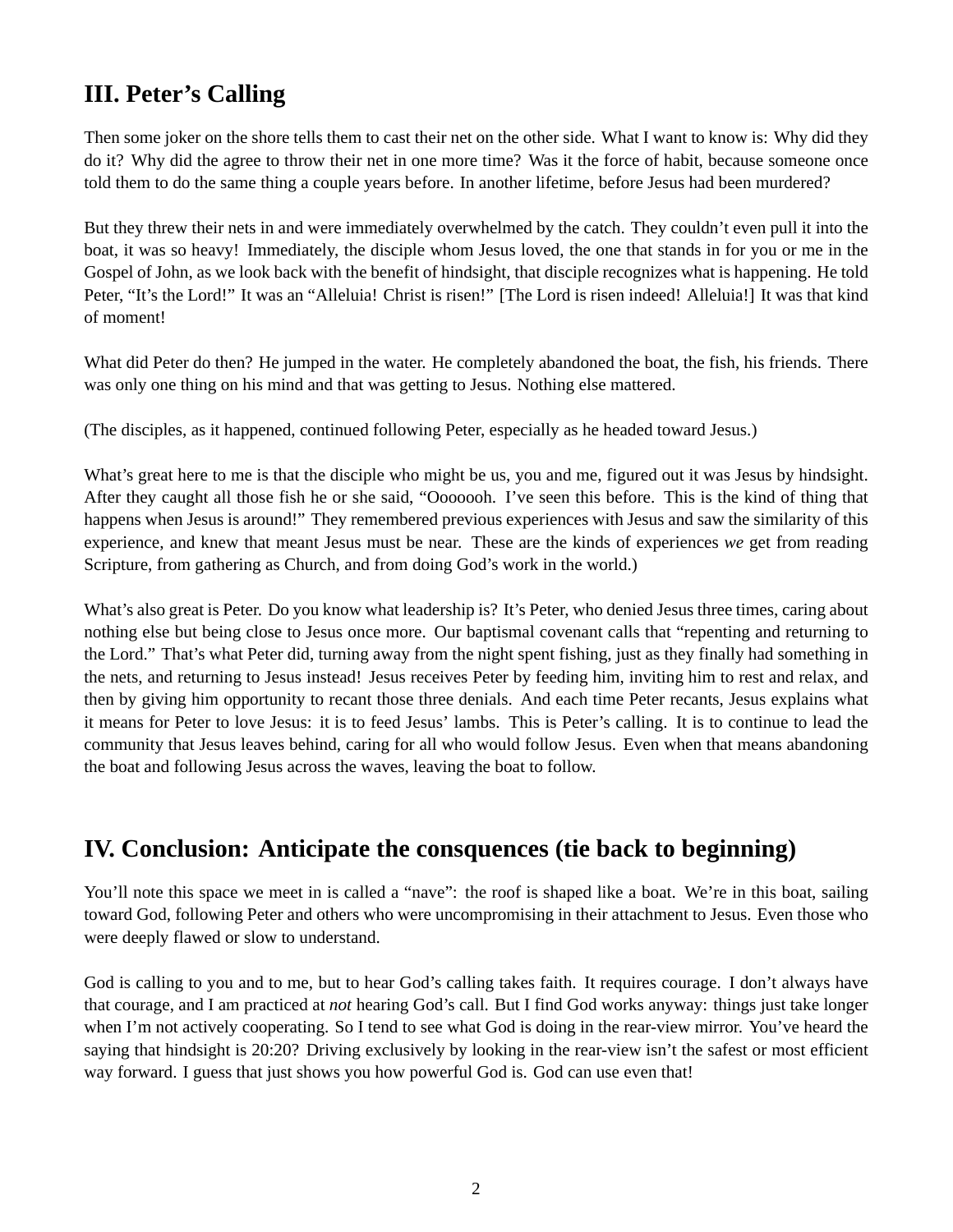## III. Peter's Calling

Then some joker on the shore tells them to cast their net on the other side. What I want to know is: Why did they do it? Why did the agree to throw their net in one more time? Was it the force of habit, because someone once told them to do the same thing a couple years before. In another lifetime, before Jesus had been murdered?

But they threw their nets in and were immediately overwhelmed by the catch. They couldn't even pull it into the boat, it was so heavy! Immediately, the disciple whom Jesus loved, the one that stands in for you or me in the Gospel of John, as we look back with the benefit of hindsight, that disciple recognizes what is happening. He told Peter, "It's the Lord!" It was an "Alleluia! Christ is risen!" [The Lord is risen indeed! Alleluia!] It was that kind of moment!

What did Peter do then? He jumped in the water. He completely abandoned the boat, the fish, his friends. There was only one thing on his mind and that was getting to Jesus. Nothing else mattered.

(The disciples, as it happened, continued following Peter, especially as he headed toward Jesus.)

What's great here to me is that the disciple who might be us, you and me, figured out it was Jesus by hindsight. After they caught all those fish he or she said, "Ooooooh. I've seen this before. This is the kind of thing that happens when Jesus is around!" They remembered previous experiences with Jesus and saw the similarity of this experience, and knew that meant Jesus must be near. These are the kinds of experiences *we* get from reading Scripture, from gathering as Church, and from doing God's work in the world.)

What's also great is Peter. Do you know what leadership is? It's Peter, who denied Jesus three times, caring about nothing else but being close to Jesus once more. Our baptismal covenant calls that "repenting and returning to the Lord." That's what Peter did, turning away from the night spent fishing, just as they finally had something in the nets, and returning to Jesus instead! Jesus receives Peter by feeding him, inviting him to rest and relax, and then by giving him opportunity to recant those three denials. And each time Peter recants, Jesus explains what it means for Peter to love Jesus: it is to feed Jesus' lambs. This is Peter's calling. It is to continue to lead the community that Jesus leaves behind, caring for all who would follow Jesus. Even when that means abandoning the boat and following Jesus across the waves, leaving the boat to follow.

## IV. Conclusion: Anticipate the consquences (tie back to beginning)

You'll note this space we meet in is called a "nave": the roof is shaped like a boat. We're in this boat, sailing toward God, following Peter and others who were uncompromising in their attachment to Jesus. Even those who were deeply flawed or slow to understand.

God is calling to you and to me, but to hear God's calling takes faith. It requires courage. I don't always have that courage, and I am practiced at *not* hearing God's call. But I find God works anyway: things just take longer when I'm not actively cooperating. So I tend to see what God is doing in the rear-view mirror. You've heard the saying that hindsight is 20:20? Driving exclusively by looking in the rear-view isn't the safest or most efficient way forward. I guess that just shows you how powerful God is. God can use even that!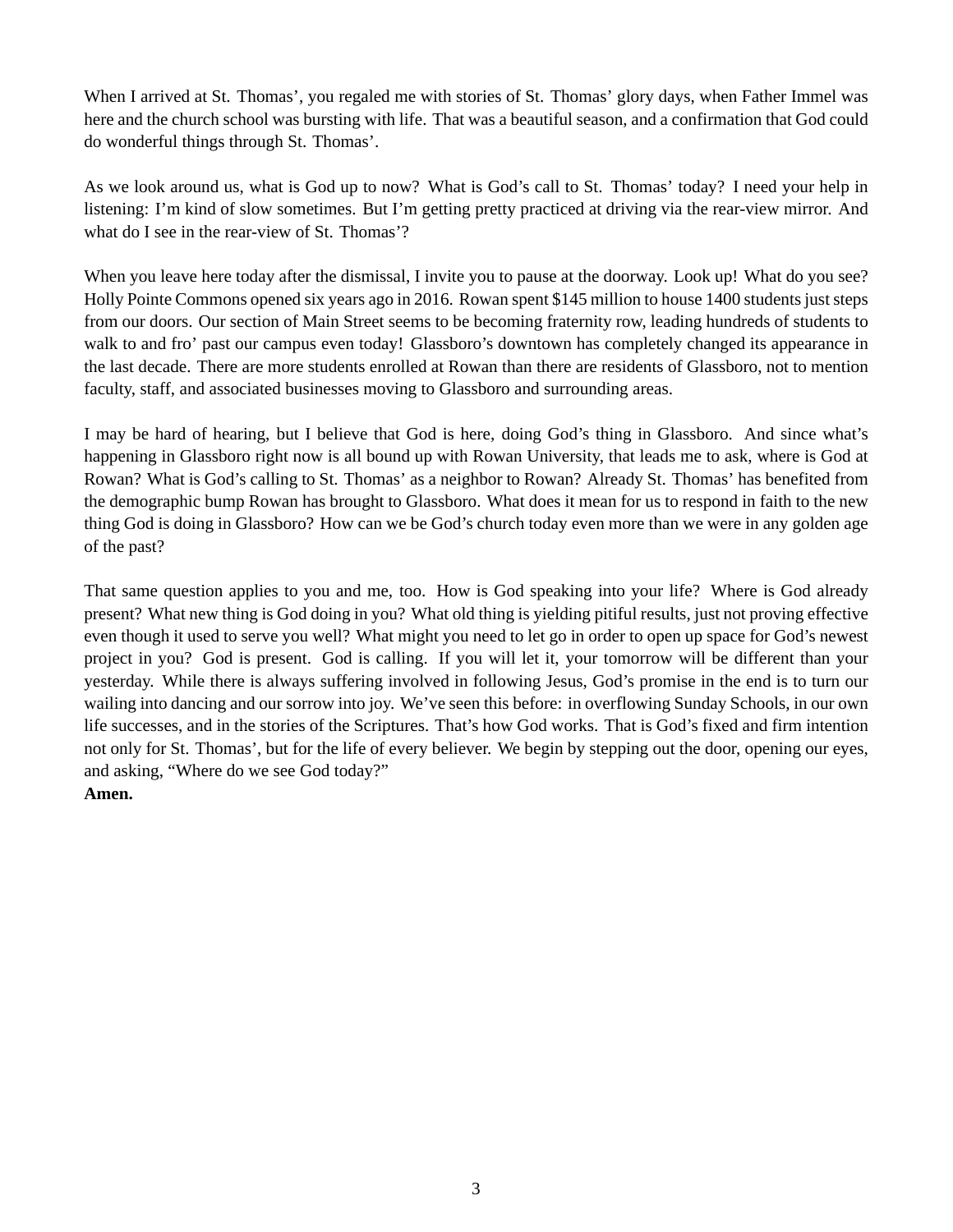When I arrived at St. Thomas', you regaled me with stories of St. Thomas' glory days, when Father Immel was here and the church school was bursting with life. That was a beautiful season, and a confirmation that God could do wonderful things through St. Thomas'.

As we look around us, what is God up to now? What is God's call to St. Thomas' today? I need your help in listening: I'm kind of slow sometimes. But I'm getting pretty practiced at driving via the rear-view mirror. And what do I see in the rear-view of St. Thomas'?

When you leave here today after the dismissal, I invite you to pause at the doorway. Look up! What do you see? Holly Pointe Commons opened six years ago in 2016. Rowan spent $145 million to house 1400 students just steps from our doors. Our section of Main Street seems to be becoming fraternity row, leading hundreds of students to walk to and fro' past our campus even today! Glassboro's downtown has completely changed its appearance in the last decade. There are more students enrolled at Rowan than there are residents of Glassboro, not to mention faculty, staff, and associated businesses moving to Glassboro and surrounding areas.

I may be hard of hearing, but I believe that God is here, doing God's thing in Glassboro. And since what's happening in Glassboro right now is all bound up with Rowan University, that leads me to ask, where is God at Rowan? What is God's calling to St. Thomas' as a neighbor to Rowan? Already St. Thomas' has benefited from the demographic bump Rowan has brought to Glassboro. What does it mean for us to respond in faith to the new thing God is doing in Glassboro? How can we be God's church today even more than we were in any golden age of the past?

That same question applies to you and me, too. How is God speaking into your life? Where is God already present? What new thing is God doing in you? What old thing is yielding pitiful results, just not proving effective even though it used to serve you well? What might you need to let go in order to open up space for God's newest project in you? God is present. God is calling. If you will let it, your tomorrow will be different than your yesterday. While there is always suffering involved in following Jesus, God's promise in the end is to turn our wailing into dancing and our sorrow into joy. We've seen this before: in overflowing Sunday Schools, in our own life successes, and in the stories of the Scriptures. That's how God works. That is God's fixed and firm intention not only for St. Thomas', but for the life of every believer. We begin by stepping out the door, opening our eyes, and asking, "Where do we see God today?"
**Amen.**